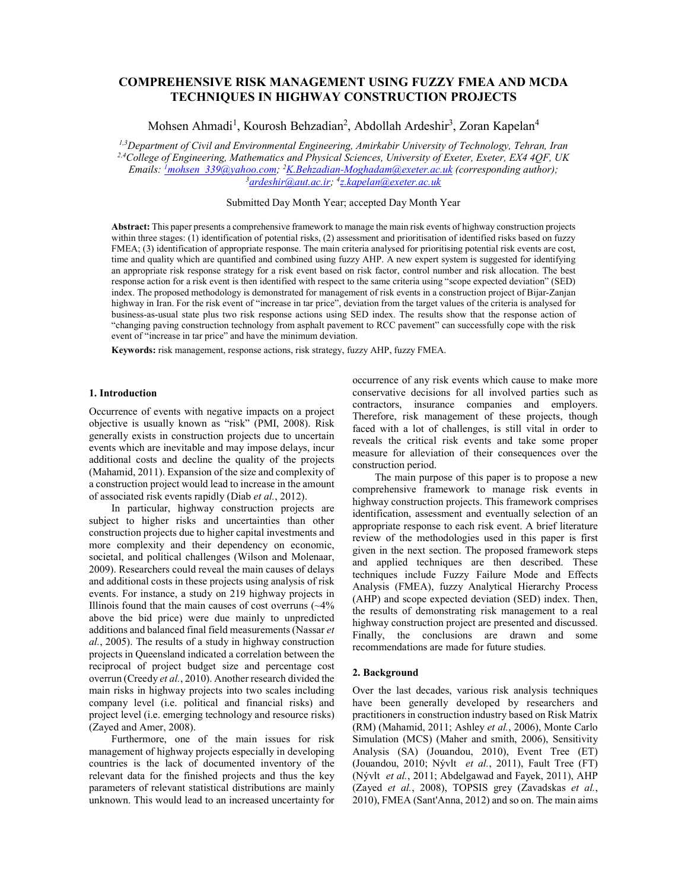# COMPREHENSIVE RISK MANAGEMENT USING FUZZY FMEA AND MCDA TECHNIQUES IN HIGHWAY CONSTRUCTION PROJECTS

Mohsen Ahmadi[1], Kourosh Behzadian[2], Abdollah Ardeshir[3], Zoran Kapelan[4]

[1,3]*Department of Civil and Environmental Engineering, Amirkabir University of Technology, Tehran, Iran*
[2,4]*College of Engineering, Mathematics and Physical Sciences, University of Exeter, Exeter, EX4 4QF, UK*
*Emails: [1]mohsen_339@yahoo.com; [2]K.Behzadian-Moghadam@exeter.ac.uk (corresponding author); [3]ardeshir@aut.ac.ir; [4]z.kapelan@exeter.ac.uk*

Submitted Day Month Year; accepted Day Month Year

**Abstract:** This paper presents a comprehensive framework to manage the main risk events of highway construction projects within three stages: (1) identification of potential risks, (2) assessment and prioritisation of identified risks based on fuzzy FMEA; (3) identification of appropriate response. The main criteria analysed for prioritising potential risk events are cost, time and quality which are quantified and combined using fuzzy AHP. A new expert system is suggested for identifying an appropriate risk response strategy for a risk event based on risk factor, control number and risk allocation. The best response action for a risk event is then identified with respect to the same criteria using "scope expected deviation" (SED) index. The proposed methodology is demonstrated for management of risk events in a construction project of Bijar-Zanjan highway in Iran. For the risk event of "increase in tar price", deviation from the target values of the criteria is analysed for business-as-usual state plus two risk response actions using SED index. The results show that the response action of "changing paving construction technology from asphalt pavement to RCC pavement" can successfully cope with the risk event of "increase in tar price" and have the minimum deviation.

**Keywords:** risk management, response actions, risk strategy, fuzzy AHP, fuzzy FMEA.

## 1. Introduction

Occurrence of events with negative impacts on a project objective is usually known as "risk" (PMI, 2008). Risk generally exists in construction projects due to uncertain events which are inevitable and may impose delays, incur additional costs and decline the quality of the projects (Mahamid, 2011). Expansion of the size and complexity of a construction project would lead to increase in the amount of associated risk events rapidly (Diab *et al.*, 2012).

In particular, highway construction projects are subject to higher risks and uncertainties than other construction projects due to higher capital investments and more complexity and their dependency on economic, societal, and political challenges (Wilson and Molenaar, 2009). Researchers could reveal the main causes of delays and additional costs in these projects using analysis of risk events. For instance, a study on 219 highway projects in Illinois found that the main causes of cost overruns (~4% above the bid price) were due mainly to unpredicted additions and balanced final field measurements (Nassar *et al.*, 2005). The results of a study in highway construction projects in Queensland indicated a correlation between the reciprocal of project budget size and percentage cost overrun (Creedy *et al.*, 2010). Another research divided the main risks in highway projects into two scales including company level (i.e. political and financial risks) and project level (i.e. emerging technology and resource risks) (Zayed and Amer, 2008).

Furthermore, one of the main issues for risk management of highway projects especially in developing countries is the lack of documented inventory of the relevant data for the finished projects and thus the key parameters of relevant statistical distributions are mainly unknown. This would lead to an increased uncertainty for occurrence of any risk events which cause to make more conservative decisions for all involved parties such as contractors, insurance companies and employers. Therefore, risk management of these projects, though faced with a lot of challenges, is still vital in order to reveals the critical risk events and take some proper measure for alleviation of their consequences over the construction period.

The main purpose of this paper is to propose a new comprehensive framework to manage risk events in highway construction projects. This framework comprises identification, assessment and eventually selection of an appropriate response to each risk event. A brief literature review of the methodologies used in this paper is first given in the next section. The proposed framework steps and applied techniques are then described. These techniques include Fuzzy Failure Mode and Effects Analysis (FMEA), fuzzy Analytical Hierarchy Process (AHP) and scope expected deviation (SED) index. Then, the results of demonstrating risk management to a real highway construction project are presented and discussed. Finally, the conclusions are drawn and some recommendations are made for future studies.

## 2. Background

Over the last decades, various risk analysis techniques have been generally developed by researchers and practitioners in construction industry based on Risk Matrix (RM) (Mahamid, 2011; Ashley *et al.*, 2006), Monte Carlo Simulation (MCS) (Maher and smith, 2006), Sensitivity Analysis (SA) (Jouandou, 2010), Event Tree (ET) (Jouandou, 2010; Nývlt *et al.*, 2011), Fault Tree (FT) (Nývlt *et al.*, 2011; Abdelgawad and Fayek, 2011), AHP (Zayed *et al.*, 2008), TOPSIS grey (Zavadskas *et al.*, 2010), FMEA (Sant'Anna, 2012) and so on. The main aims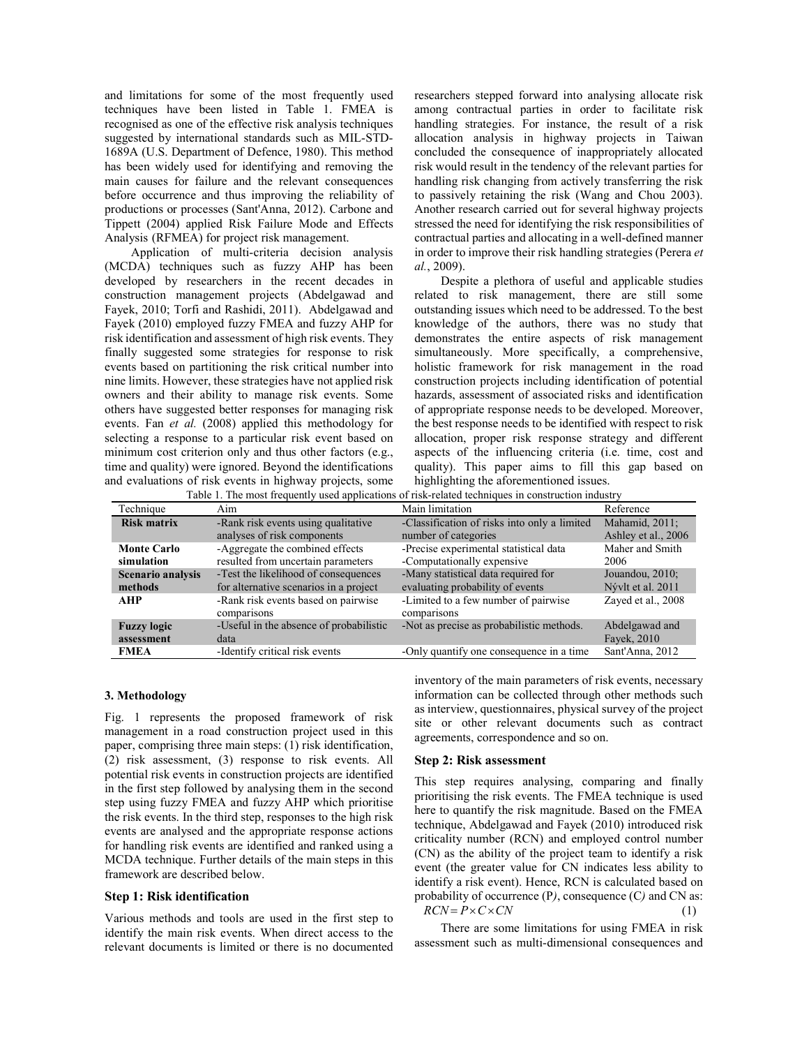and limitations for some of the most frequently used techniques have been listed in Table 1. FMEA is recognised as one of the effective risk analysis techniques suggested by international standards such as MIL-STD-1689A (U.S. Department of Defence, 1980). This method has been widely used for identifying and removing the main causes for failure and the relevant consequences before occurrence and thus improving the reliability of productions or processes (Sant'Anna, 2012). Carbone and Tippett (2004) applied Risk Failure Mode and Effects Analysis (RFMEA) for project risk management.

Application of multi-criteria decision analysis (MCDA) techniques such as fuzzy AHP has been developed by researchers in the recent decades in construction management projects (Abdelgawad and Fayek, 2010; Torfi and Rashidi, 2011). Abdelgawad and Fayek (2010) employed fuzzy FMEA and fuzzy AHP for risk identification and assessment of high risk events. They finally suggested some strategies for response to risk events based on partitioning the risk critical number into nine limits. However, these strategies have not applied risk owners and their ability to manage risk events. Some others have suggested better responses for managing risk events. Fan *et al.* (2008) applied this methodology for selecting a response to a particular risk event based on minimum cost criterion only and thus other factors (e.g., time and quality) were ignored. Beyond the identifications and evaluations of risk events in highway projects, some researchers stepped forward into analysing allocate risk among contractual parties in order to facilitate risk handling strategies. For instance, the result of a risk allocation analysis in highway projects in Taiwan concluded the consequence of inappropriately allocated risk would result in the tendency of the relevant parties for handling risk changing from actively transferring the risk to passively retaining the risk (Wang and Chou 2003). Another research carried out for several highway projects stressed the need for identifying the risk responsibilities of contractual parties and allocating in a well-defined manner in order to improve their risk handling strategies (Perera *et al.*, 2009).

Despite a plethora of useful and applicable studies related to risk management, there are still some outstanding issues which need to be addressed. To the best knowledge of the authors, there was no study that demonstrates the entire aspects of risk management simultaneously. More specifically, a comprehensive, holistic framework for risk management in the road construction projects including identification of potential hazards, assessment of associated risks and identification of appropriate response needs to be developed. Moreover, the best response needs to be identified with respect to risk allocation, proper risk response strategy and different aspects of the influencing criteria (i.e. time, cost and quality). This paper aims to fill this gap based on highlighting the aforementioned issues.

Table 1. The most frequently used applications of risk-related techniques in construction industry

| Technique | Aim | Main limitation | Reference |
|---|---|---|---|
| **Risk matrix** | -Rank risk events using qualitative analyses of risk components | -Classification of risks into only a limited number of categories | Mahamid, 2011; Ashley et al., 2006 |
| **Monte Carlo simulation** | -Aggregate the combined effects resulted from uncertain parameters | -Precise experimental statistical data -Computationally expensive | Maher and Smith 2006 |
| **Scenario analysis methods** | -Test the likelihood of consequences for alternative scenarios in a project | -Many statistical data required for evaluating probability of events | Jouandou, 2010; Nývlt et al. 2011 |
| **AHP** | -Rank risk events based on pairwise comparisons | -Limited to a few number of pairwise comparisons | Zayed et al., 2008 |
| **Fuzzy logic assessment** | -Useful in the absence of probabilistic data | -Not as precise as probabilistic methods. | Abdelgawad and Fayek, 2010 |
| **FMEA** | -Identify critical risk events | -Only quantify one consequence in a time | Sant'Anna, 2012 |

### 3. Methodology

Fig. 1 represents the proposed framework of risk management in a road construction project used in this paper, comprising three main steps: (1) risk identification, (2) risk assessment, (3) response to risk events. All potential risk events in construction projects are identified in the first step followed by analysing them in the second step using fuzzy FMEA and fuzzy AHP which prioritise the risk events. In the third step, responses to the high risk events are analysed and the appropriate response actions for handling risk events are identified and ranked using a MCDA technique. Further details of the main steps in this framework are described below.

#### Step 1: Risk identification

Various methods and tools are used in the first step to identify the main risk events. When direct access to the relevant documents is limited or there is no documented inventory of the main parameters of risk events, necessary information can be collected through other methods such as interview, questionnaires, physical survey of the project site or other relevant documents such as contract agreements, correspondence and so on.

#### Step 2: Risk assessment

This step requires analysing, comparing and finally prioritising the risk events. The FMEA technique is used here to quantify the risk magnitude. Based on the FMEA technique, Abdelgawad and Fayek (2010) introduced risk criticality number (RCN) and employed control number (CN) as the ability of the project team to identify a risk event (the greater value for CN indicates less ability to identify a risk event). Hence, RCN is calculated based on probability of occurrence (P), consequence (C) and CN as:

$$RCN = P \times C \times CN \tag{1}$$

There are some limitations for using FMEA in risk assessment such as multi-dimensional consequences and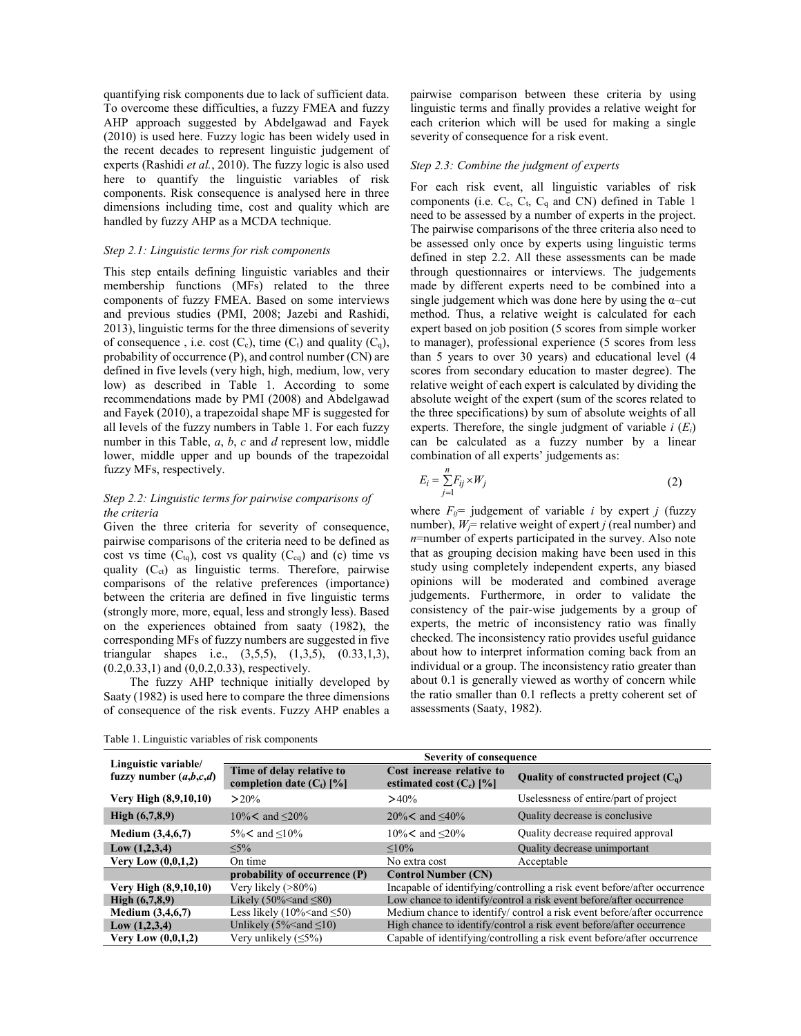quantifying risk components due to lack of sufficient data. To overcome these difficulties, a fuzzy FMEA and fuzzy AHP approach suggested by Abdelgawad and Fayek (2010) is used here. Fuzzy logic has been widely used in the recent decades to represent linguistic judgement of experts (Rashidi *et al.*, 2010). The fuzzy logic is also used here to quantify the linguistic variables of risk components. Risk consequence is analysed here in three dimensions including time, cost and quality which are handled by fuzzy AHP as a MCDA technique.

*Step 2.1: Linguistic terms for risk components*

This step entails defining linguistic variables and their membership functions (MFs) related to the three components of fuzzy FMEA. Based on some interviews and previous studies (PMI, 2008; Jazebi and Rashidi, 2013), linguistic terms for the three dimensions of severity of consequence , i.e. cost ($C_c$), time ($C_t$) and quality ($C_q$), probability of occurrence (P), and control number (CN) are defined in five levels (very high, high, medium, low, very low) as described in Table 1. According to some recommendations made by PMI (2008) and Abdelgawad and Fayek (2010), a trapezoidal shape MF is suggested for all levels of the fuzzy numbers in Table 1. For each fuzzy number in this Table, *a*, *b*, *c* and *d* represent low, middle lower, middle upper and up bounds of the trapezoidal fuzzy MFs, respectively.

*Step 2.2: Linguistic terms for pairwise comparisons of the criteria*

Given the three criteria for severity of consequence, pairwise comparisons of the criteria need to be defined as cost vs time ($C_{tq}$), cost vs quality ($C_{cq}$) and (c) time vs quality ($C_{ct}$) as linguistic terms. Therefore, pairwise comparisons of the relative preferences (importance) between the criteria are defined in five linguistic terms (strongly more, more, equal, less and strongly less). Based on the experiences obtained from saaty (1982), the corresponding MFs of fuzzy numbers are suggested in five triangular shapes i.e., (3,5,5), (1,3,5), (0.33,1,3), (0.2,0.33,1) and (0,0.2,0.33), respectively.

The fuzzy AHP technique initially developed by Saaty (1982) is used here to compare the three dimensions of consequence of the risk events. Fuzzy AHP enables a pairwise comparison between these criteria by using linguistic terms and finally provides a relative weight for each criterion which will be used for making a single severity of consequence for a risk event.

*Step 2.3: Combine the judgment of experts*

For each risk event, all linguistic variables of risk components (i.e. $C_c$, $C_t$, $C_q$ and CN) defined in Table 1 need to be assessed by a number of experts in the project. The pairwise comparisons of the three criteria also need to be assessed only once by experts using linguistic terms defined in step 2.2. All these assessments can be made through questionnaires or interviews. The judgements made by different experts need to be combined into a single judgement which was done here by using the α–cut method. Thus, a relative weight is calculated for each expert based on job position (5 scores from simple worker to manager), professional experience (5 scores from less than 5 years to over 30 years) and educational level (4 scores from secondary education to master degree). The relative weight of each expert is calculated by dividing the absolute weight of the expert (sum of the scores related to the three specifications) by sum of absolute weights of all experts. Therefore, the single judgment of variable *i* ($E_i$) can be calculated as a fuzzy number by a linear combination of all experts' judgements as:

$$E_i = \sum_{j=1}^{n} F_{ij} \times W_j \qquad (2)$$

where $F_{ij}$= judgement of variable *i* by expert *j* (fuzzy number), $W_j$= relative weight of expert *j* (real number) and *n*=number of experts participated in the survey. Also note that as grouping decision making have been used in this study using completely independent experts, any biased opinions will be moderated and combined average judgements. Furthermore, in order to validate the consistency of the pair-wise judgements by a group of experts, the metric of inconsistency ratio was finally checked. The inconsistency ratio provides useful guidance about how to interpret information coming back from an individual or a group. The inconsistency ratio greater than about 0.1 is generally viewed as worthy of concern while the ratio smaller than 0.1 reflects a pretty coherent set of assessments (Saaty, 1982).

Table 1. Linguistic variables of risk components

| Linguistic variable/ fuzzy number (*a*,*b*,*c*,*d*) | Severity of consequence | | |
|---|---|---|---|
| | **Time of delay relative to completion date ($C_t$) [%]** | **Cost increase relative to estimated cost ($C_c$) [%]** | **Quality of constructed project ($C_q$)** |
| **Very High (8,9,10,10)** | >20% | >40% | Uselessness of entire/part of project |
| **High (6,7,8,9)** | 10%< and ≤20% | 20%< and ≤40% | Quality decrease is conclusive |
| **Medium (3,4,6,7)** | 5%< and ≤10% | 10%< and ≤20% | Quality decrease required approval |
| **Low (1,2,3,4)** | ≤5% | ≤10% | Quality decrease unimportant |
| **Very Low (0,0,1,2)** | On time | No extra cost | Acceptable |
| | **probability of occurrence (P)** | **Control Number (CN)** | |
| **Very High (8,9,10,10)** | Very likely (>80%) | Incapable of identifying/controlling a risk event before/after occurrence | |
| **High (6,7,8,9)** | Likely (50%<and ≤80) | Low chance to identify/control a risk event before/after occurrence | |
| **Medium (3,4,6,7)** | Less likely (10%<and ≤50) | Medium chance to identify/ control a risk event before/after occurrence | |
| **Low (1,2,3,4)** | Unlikely (5%<and ≤10) | High chance to identify/control a risk event before/after occurrence | |
| **Very Low (0,0,1,2)** | Very unlikely (≤5%) | Capable of identifying/controlling a risk event before/after occurrence | |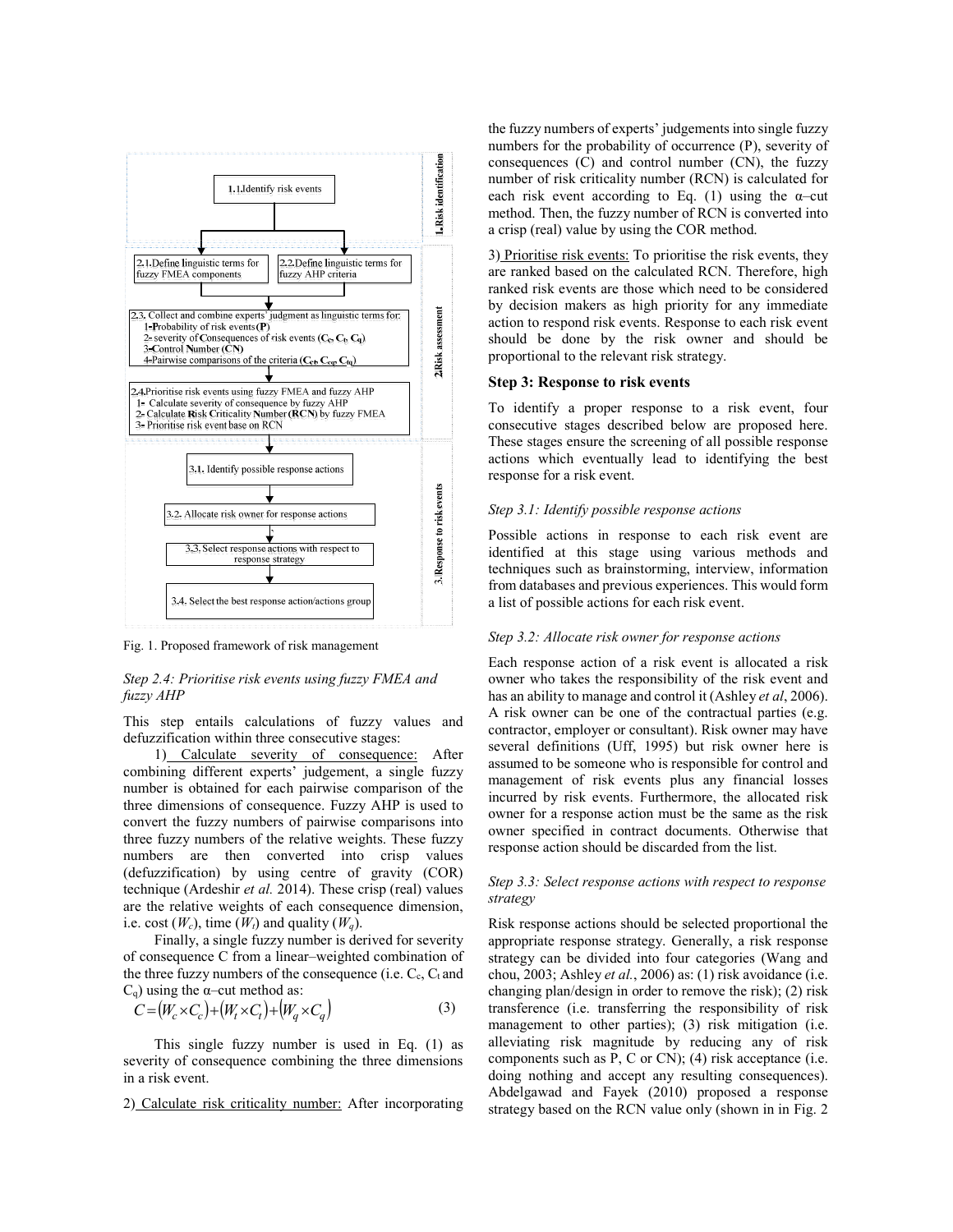Fig. 1. Proposed framework of risk management

*Step 2.4: Prioritise risk events using fuzzy FMEA and fuzzy AHP*

This step entails calculations of fuzzy values and defuzzification within three consecutive stages:

1) Calculate severity of consequence: After combining different experts' judgement, a single fuzzy number is obtained for each pairwise comparison of the three dimensions of consequence. Fuzzy AHP is used to convert the fuzzy numbers of pairwise comparisons into three fuzzy numbers of the relative weights. These fuzzy numbers are then converted into crisp values (defuzzification) by using centre of gravity (COR) technique (Ardeshir *et al.* 2014). These crisp (real) values are the relative weights of each consequence dimension, i.e. cost ($W_c$), time ($W_t$) and quality ($W_q$).

Finally, a single fuzzy number is derived for severity of consequence C from a linear–weighted combination of the three fuzzy numbers of the consequence (i.e. $C_c$, $C_t$ and $C_q$) using the α–cut method as:

$$C = (W_c \times C_c) + (W_t \times C_t) + (W_q \times C_q) \quad (3)$$

This single fuzzy number is used in Eq. (1) as severity of consequence combining the three dimensions in a risk event.

2) Calculate risk criticality number: After incorporating the fuzzy numbers of experts' judgements into single fuzzy numbers for the probability of occurrence (P), severity of consequences (C) and control number (CN), the fuzzy number of risk criticality number (RCN) is calculated for each risk event according to Eq. (1) using the α–cut method. Then, the fuzzy number of RCN is converted into a crisp (real) value by using the COR method.

3) Prioritise risk events: To prioritise the risk events, they are ranked based on the calculated RCN. Therefore, high ranked risk events are those which need to be considered by decision makers as high priority for any immediate action to respond risk events. Response to each risk event should be done by the risk owner and should be proportional to the relevant risk strategy.

### Step 3: Response to risk events

To identify a proper response to a risk event, four consecutive stages described below are proposed here. These stages ensure the screening of all possible response actions which eventually lead to identifying the best response for a risk event.

*Step 3.1: Identify possible response actions*

Possible actions in response to each risk event are identified at this stage using various methods and techniques such as brainstorming, interview, information from databases and previous experiences. This would form a list of possible actions for each risk event.

*Step 3.2: Allocate risk owner for response actions*

Each response action of a risk event is allocated a risk owner who takes the responsibility of the risk event and has an ability to manage and control it (Ashley *et al*, 2006). A risk owner can be one of the contractual parties (e.g. contractor, employer or consultant). Risk owner may have several definitions (Uff, 1995) but risk owner here is assumed to be someone who is responsible for control and management of risk events plus any financial losses incurred by risk events. Furthermore, the allocated risk owner for a response action must be the same as the risk owner specified in contract documents. Otherwise that response action should be discarded from the list.

*Step 3.3: Select response actions with respect to response strategy*

Risk response actions should be selected proportional the appropriate response strategy. Generally, a risk response strategy can be divided into four categories (Wang and chou, 2003; Ashley *et al.*, 2006) as: (1) risk avoidance (i.e. changing plan/design in order to remove the risk); (2) risk transference (i.e. transferring the responsibility of risk management to other parties); (3) risk mitigation (i.e. alleviating risk magnitude by reducing any of risk components such as P, C or CN); (4) risk acceptance (i.e. doing nothing and accept any resulting consequences). Abdelgawad and Fayek (2010) proposed a response strategy based on the RCN value only (shown in in Fig. 2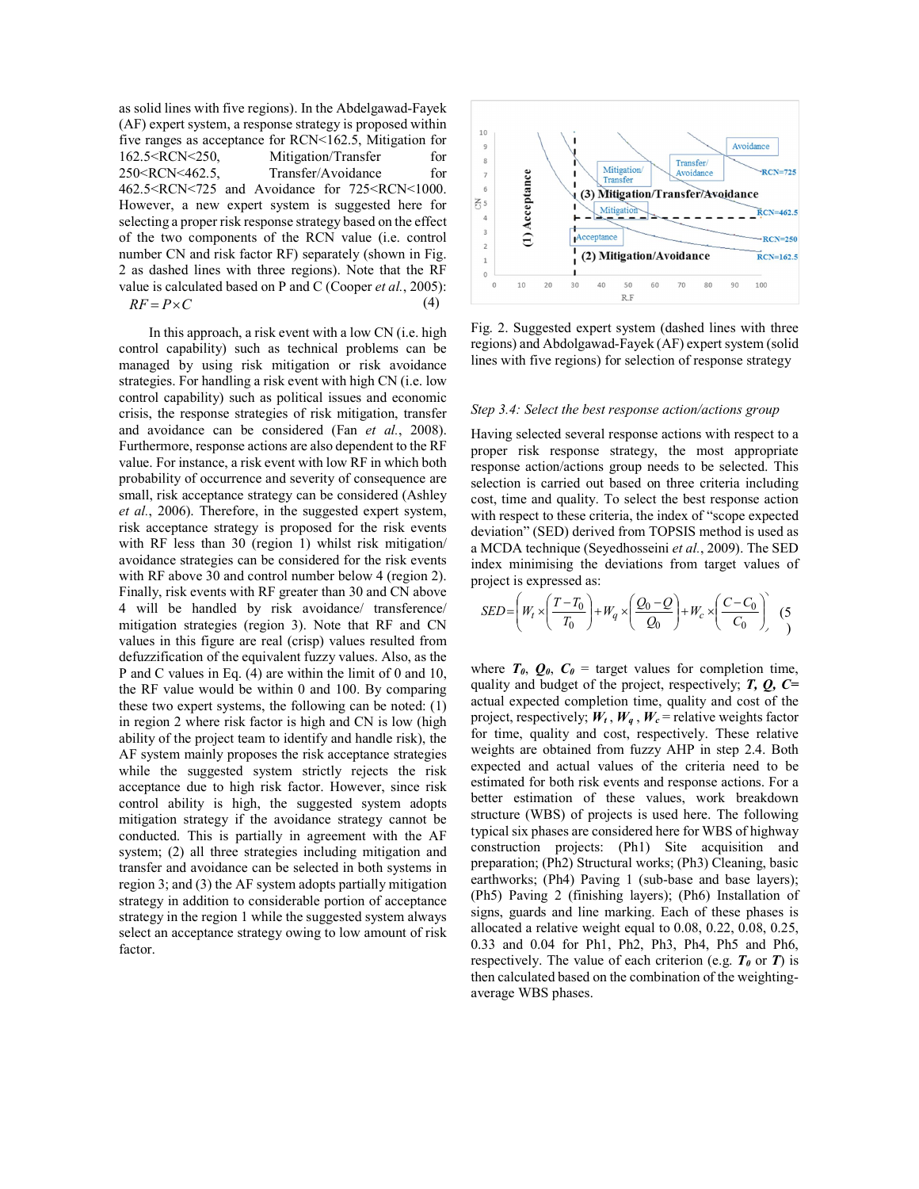as solid lines with five regions). In the Abdelgawad-Fayek (AF) expert system, a response strategy is proposed within five ranges as acceptance for RCN<162.5, Mitigation for 162.5<RCN<250, Mitigation/Transfer for 250<RCN<462.5, Transfer/Avoidance for 462.5<RCN<725 and Avoidance for 725<RCN<1000. However, a new expert system is suggested here for selecting a proper risk response strategy based on the effect of the two components of the RCN value (i.e. control number CN and risk factor RF) separately (shown in Fig. 2 as dashed lines with three regions). Note that the RF value is calculated based on P and C (Cooper *et al.*, 2005):

$$RF = P \times C \tag{4}$$

In this approach, a risk event with a low CN (i.e. high control capability) such as technical problems can be managed by using risk mitigation or risk avoidance strategies. For handling a risk event with high CN (i.e. low control capability) such as political issues and economic crisis, the response strategies of risk mitigation, transfer and avoidance can be considered (Fan *et al.*, 2008). Furthermore, response actions are also dependent to the RF value. For instance, a risk event with low RF in which both probability of occurrence and severity of consequence are small, risk acceptance strategy can be considered (Ashley *et al.*, 2006). Therefore, in the suggested expert system, risk acceptance strategy is proposed for the risk events with RF less than 30 (region 1) whilst risk mitigation/ avoidance strategies can be considered for the risk events with RF above 30 and control number below 4 (region 2). Finally, risk events with RF greater than 30 and CN above 4 will be handled by risk avoidance/ transference/ mitigation strategies (region 3). Note that RF and CN values in this figure are real (crisp) values resulted from defuzzification of the equivalent fuzzy values. Also, as the P and C values in Eq. (4) are within the limit of 0 and 10, the RF value would be within 0 and 100. By comparing these two expert systems, the following can be noted: (1) in region 2 where risk factor is high and CN is low (high ability of the project team to identify and handle risk), the AF system mainly proposes the risk acceptance strategies while the suggested system strictly rejects the risk acceptance due to high risk factor. However, since risk control ability is high, the suggested system adopts mitigation strategy if the avoidance strategy cannot be conducted. This is partially in agreement with the AF system; (2) all three strategies including mitigation and transfer and avoidance can be selected in both systems in region 3; and (3) the AF system adopts partially mitigation strategy in addition to considerable portion of acceptance strategy in the region 1 while the suggested system always select an acceptance strategy owing to low amount of risk factor.

Fig. 2. Suggested expert system (dashed lines with three regions) and Abdolgawad-Fayek (AF) expert system (solid lines with five regions) for selection of response strategy

*Step 3.4: Select the best response action/actions group*

Having selected several response actions with respect to a proper risk response strategy, the most appropriate response action/actions group needs to be selected. This selection is carried out based on three criteria including cost, time and quality. To select the best response action with respect to these criteria, the index of "scope expected deviation" (SED) derived from TOPSIS method is used as a MCDA technique (Seyedhosseini *et al.*, 2009). The SED index minimising the deviations from target values of project is expressed as:

$$SED = \left( W_t \times \left( \frac{T - T_0}{T_0} \right) + W_q \times \left( \frac{Q_0 - Q}{Q_0} \right) + W_c \times \left( \frac{C - C_0}{C_0} \right) \right) \tag{5}$$

where $T_0$, $Q_0$, $C_0$ = target values for completion time, quality and budget of the project, respectively; $T$, $Q$, $C$= actual expected completion time, quality and cost of the project, respectively; $W_t$, $W_q$, $W_c$ = relative weights factor for time, quality and cost, respectively. These relative weights are obtained from fuzzy AHP in step 2.4. Both expected and actual values of the criteria need to be estimated for both risk events and response actions. For a better estimation of these values, work breakdown structure (WBS) of projects is used here. The following typical six phases are considered here for WBS of highway construction projects: (Ph1) Site acquisition and preparation; (Ph2) Structural works; (Ph3) Cleaning, basic earthworks; (Ph4) Paving 1 (sub-base and base layers); (Ph5) Paving 2 (finishing layers); (Ph6) Installation of signs, guards and line marking. Each of these phases is allocated a relative weight equal to 0.08, 0.22, 0.08, 0.25, 0.33 and 0.04 for Ph1, Ph2, Ph3, Ph4, Ph5 and Ph6, respectively. The value of each criterion (e.g. $T_0$ or $T$) is then calculated based on the combination of the weighting-average WBS phases.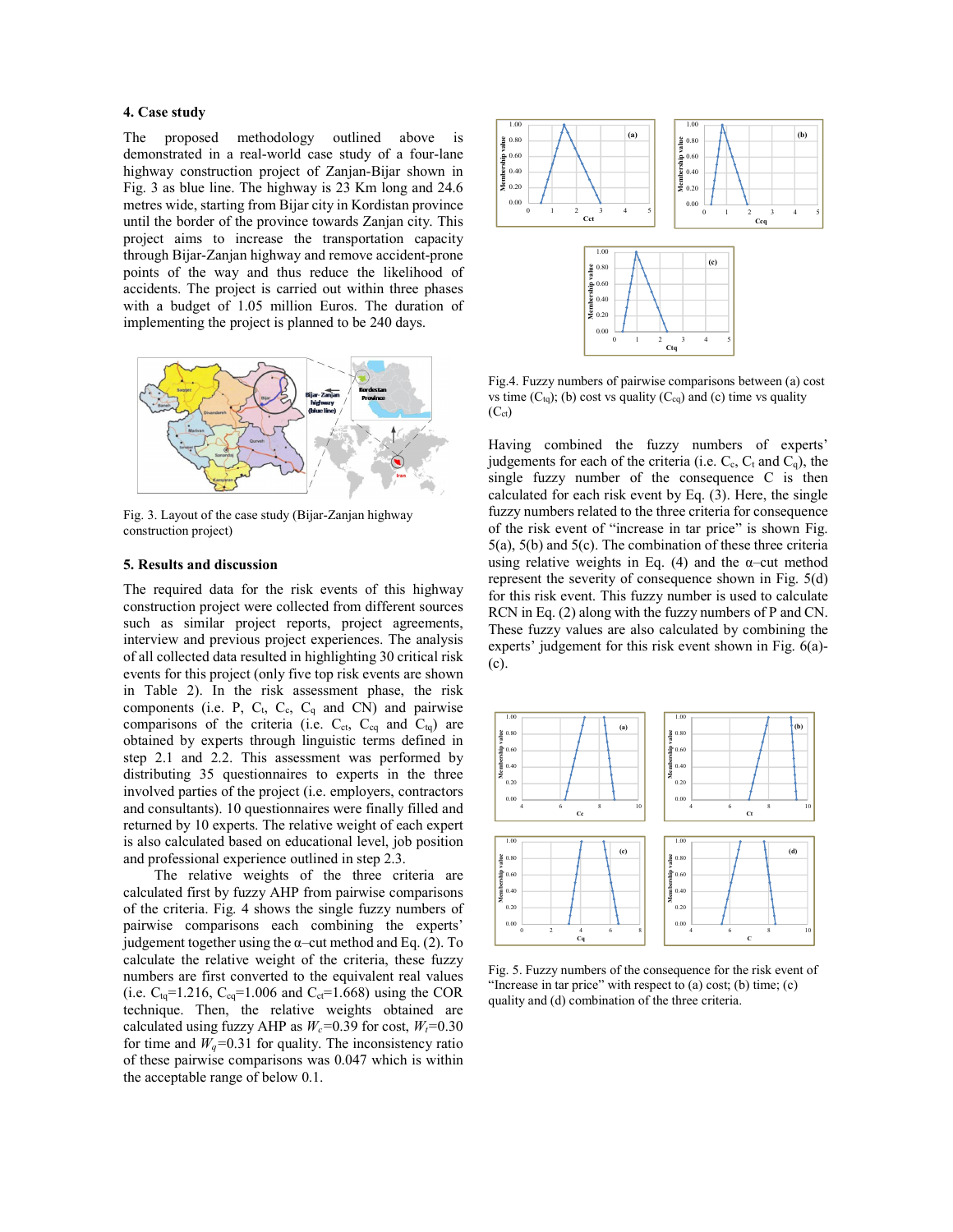## 4. Case study

The proposed methodology outlined above is demonstrated in a real-world case study of a four-lane highway construction project of Zanjan-Bijar shown in Fig. 3 as blue line. The highway is 23 Km long and 24.6 metres wide, starting from Bijar city in Kordistan province until the border of the province towards Zanjan city. This project aims to increase the transportation capacity through Bijar-Zanjan highway and remove accident-prone points of the way and thus reduce the likelihood of accidents. The project is carried out within three phases with a budget of 1.05 million Euros. The duration of implementing the project is planned to be 240 days.

Fig. 3. Layout of the case study (Bijar-Zanjan highway construction project)

## 5. Results and discussion

The required data for the risk events of this highway construction project were collected from different sources such as similar project reports, project agreements, interview and previous project experiences. The analysis of all collected data resulted in highlighting 30 critical risk events for this project (only five top risk events are shown in Table 2). In the risk assessment phase, the risk components (i.e. P, $C_t$, $C_c$, $C_q$ and CN) and pairwise comparisons of the criteria (i.e. $C_{ct}$, $C_{cq}$ and $C_{tq}$) are obtained by experts through linguistic terms defined in step 2.1 and 2.2. This assessment was performed by distributing 35 questionnaires to experts in the three involved parties of the project (i.e. employers, contractors and consultants). 10 questionnaires were finally filled and returned by 10 experts. The relative weight of each expert is also calculated based on educational level, job position and professional experience outlined in step 2.3.

The relative weights of the three criteria are calculated first by fuzzy AHP from pairwise comparisons of the criteria. Fig. 4 shows the single fuzzy numbers of pairwise comparisons each combining the experts' judgement together using the α-cut method and Eq. (2). To calculate the relative weight of the criteria, these fuzzy numbers are first converted to the equivalent real values (i.e. $C_{tq}$=1.216, $C_{cq}$=1.006 and $C_{ct}$=1.668) using the COR technique. Then, the relative weights obtained are calculated using fuzzy AHP as $W_c$=0.39 for cost, $W_t$=0.30 for time and $W_q$=0.31 for quality. The inconsistency ratio of these pairwise comparisons was 0.047 which is within the acceptable range of below 0.1.

Fig.4. Fuzzy numbers of pairwise comparisons between (a) cost vs time ($C_{tq}$); (b) cost vs quality ($C_{eq}$) and (c) time vs quality ($C_{ct}$)

Having combined the fuzzy numbers of experts' judgements for each of the criteria (i.e. $C_c$, $C_t$ and $C_q$), the single fuzzy number of the consequence C is then calculated for each risk event by Eq. (3). Here, the single fuzzy numbers related to the three criteria for consequence of the risk event of "increase in tar price" is shown Fig. 5(a), 5(b) and 5(c). The combination of these three criteria using relative weights in Eq. (4) and the α–cut method represent the severity of consequence shown in Fig. 5(d) for this risk event. This fuzzy number is used to calculate RCN in Eq. (2) along with the fuzzy numbers of P and CN. These fuzzy values are also calculated by combining the experts' judgement for this risk event shown in Fig. 6(a)-(c).

Fig. 5. Fuzzy numbers of the consequence for the risk event of "Increase in tar price" with respect to (a) cost; (b) time; (c) quality and (d) combination of the three criteria.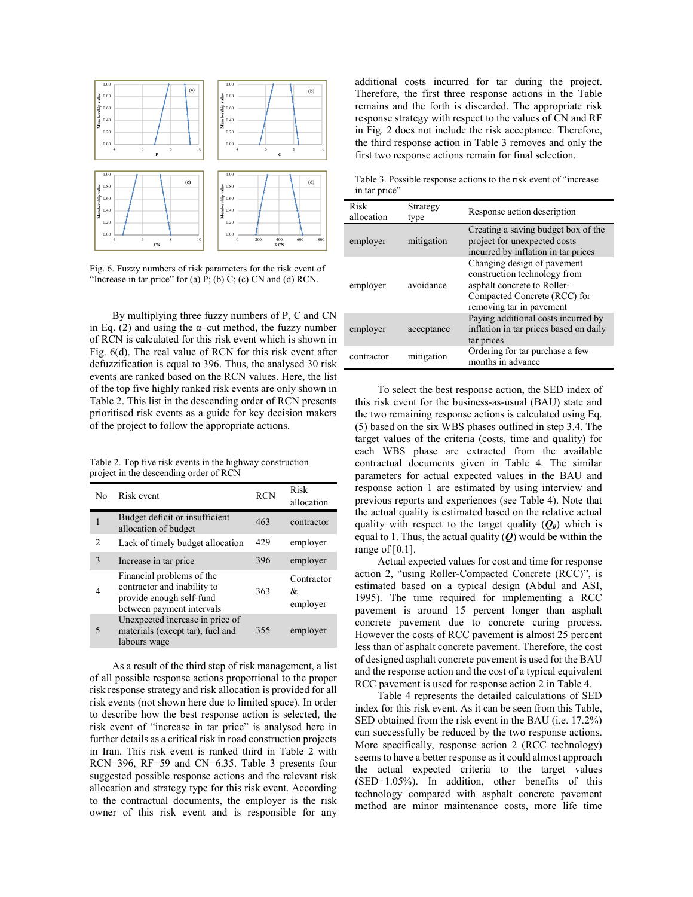Fig. 6. Fuzzy numbers of risk parameters for the risk event of "Increase in tar price" for (a) P; (b) C; (c) CN and (d) RCN.

By multiplying three fuzzy numbers of P, C and CN in Eq. (2) and using the α–cut method, the fuzzy number of RCN is calculated for this risk event which is shown in Fig. 6(d). The real value of RCN for this risk event after defuzzification is equal to 396. Thus, the analysed 30 risk events are ranked based on the RCN values. Here, the list of the top five highly ranked risk events are only shown in Table 2. This list in the descending order of RCN presents prioritised risk events as a guide for key decision makers of the project to follow the appropriate actions.

Table 2. Top five risk events in the highway construction project in the descending order of RCN

| No | Risk event | RCN | Risk allocation |
|---|---|---|---|
| 1 | Budget deficit or insufficient allocation of budget | 463 | contractor |
| 2 | Lack of timely budget allocation | 429 | employer |
| 3 | Increase in tar price | 396 | employer |
| 4 | Financial problems of the contractor and inability to provide enough self-fund between payment intervals | 363 | Contractor & employer |
| 5 | Unexpected increase in price of materials (except tar), fuel and labours wage | 355 | employer |

As a result of the third step of risk management, a list of all possible response actions proportional to the proper risk response strategy and risk allocation is provided for all risk events (not shown here due to limited space). In order to describe how the best response action is selected, the risk event of "increase in tar price" is analysed here in further details as a critical risk in road construction projects in Iran. This risk event is ranked third in Table 2 with RCN=396, RF=59 and CN=6.35. Table 3 presents four suggested possible response actions and the relevant risk allocation and strategy type for this risk event. According to the contractual documents, the employer is the risk owner of this risk event and is responsible for any additional costs incurred for tar during the project. Therefore, the first three response actions in the Table remains and the forth is discarded. The appropriate risk response strategy with respect to the values of CN and RF in Fig. 2 does not include the risk acceptance. Therefore, the third response action in Table 3 removes and only the first two response actions remain for final selection.

Table 3. Possible response actions to the risk event of "increase in tar price"

| Risk allocation | Strategy type | Response action description |
|---|---|---|
| employer | mitigation | Creating a saving budget box of the project for unexpected costs incurred by inflation in tar prices |
| employer | avoidance | Changing design of pavement construction technology from asphalt concrete to Roller-Compacted Concrete (RCC) for removing tar in pavement |
| employer | acceptance | Paying additional costs incurred by inflation in tar prices based on daily tar prices |
| contractor | mitigation | Ordering for tar purchase a few months in advance |

To select the best response action, the SED index of this risk event for the business-as-usual (BAU) state and the two remaining response actions is calculated using Eq. (5) based on the six WBS phases outlined in step 3.4. The target values of the criteria (costs, time and quality) for each WBS phase are extracted from the available contractual documents given in Table 4. The similar parameters for actual expected values in the BAU and response action 1 are estimated by using interview and previous reports and experiences (see Table 4). Note that the actual quality is estimated based on the relative actual quality with respect to the target quality ($\boldsymbol{Q_0}$) which is equal to 1. Thus, the actual quality ($\boldsymbol{Q}$) would be within the range of [0.1].

Actual expected values for cost and time for response action 2, "using Roller-Compacted Concrete (RCC)", is estimated based on a typical design (Abdul and ASI, 1995). The time required for implementing a RCC pavement is around 15 percent longer than asphalt concrete pavement due to concrete curing process. However the costs of RCC pavement is almost 25 percent less than of asphalt concrete pavement. Therefore, the cost of designed asphalt concrete pavement is used for the BAU and the response action and the cost of a typical equivalent RCC pavement is used for response action 2 in Table 4.

Table 4 represents the detailed calculations of SED index for this risk event. As it can be seen from this Table, SED obtained from the risk event in the BAU (i.e. 17.2%) can successfully be reduced by the two response actions. More specifically, response action 2 (RCC technology) seems to have a better response as it could almost approach the actual expected criteria to the target values (SED=1.05%). In addition, other benefits of this technology compared with asphalt concrete pavement method are minor maintenance costs, more life time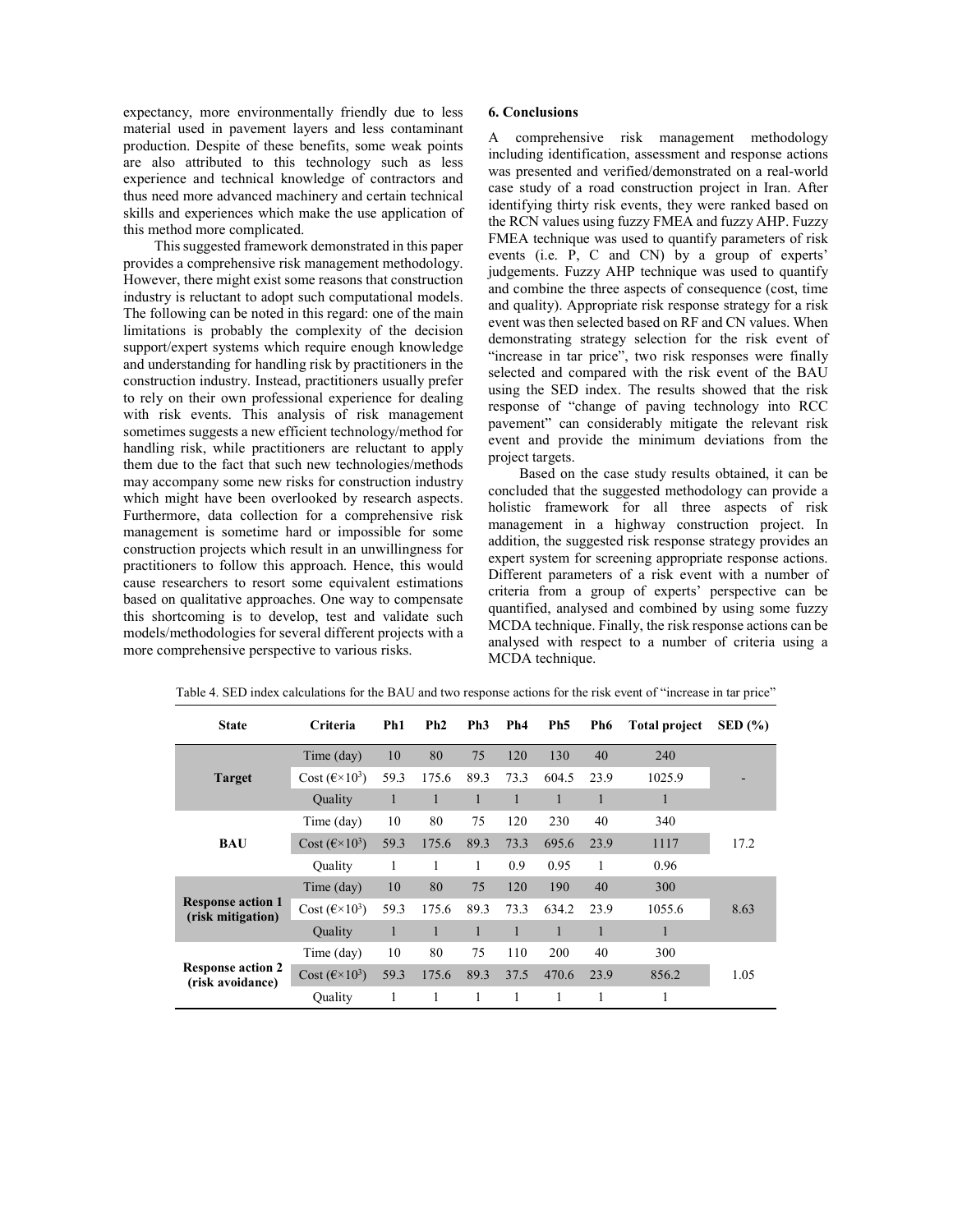expectancy, more environmentally friendly due to less material used in pavement layers and less contaminant production. Despite of these benefits, some weak points are also attributed to this technology such as less experience and technical knowledge of contractors and thus need more advanced machinery and certain technical skills and experiences which make the use application of this method more complicated.

This suggested framework demonstrated in this paper provides a comprehensive risk management methodology. However, there might exist some reasons that construction industry is reluctant to adopt such computational models. The following can be noted in this regard: one of the main limitations is probably the complexity of the decision support/expert systems which require enough knowledge and understanding for handling risk by practitioners in the construction industry. Instead, practitioners usually prefer to rely on their own professional experience for dealing with risk events. This analysis of risk management sometimes suggests a new efficient technology/method for handling risk, while practitioners are reluctant to apply them due to the fact that such new technologies/methods may accompany some new risks for construction industry which might have been overlooked by research aspects. Furthermore, data collection for a comprehensive risk management is sometime hard or impossible for some construction projects which result in an unwillingness for practitioners to follow this approach. Hence, this would cause researchers to resort some equivalent estimations based on qualitative approaches. One way to compensate this shortcoming is to develop, test and validate such models/methodologies for several different projects with a more comprehensive perspective to various risks.

## 6. Conclusions

A comprehensive risk management methodology including identification, assessment and response actions was presented and verified/demonstrated on a real-world case study of a road construction project in Iran. After identifying thirty risk events, they were ranked based on the RCN values using fuzzy FMEA and fuzzy AHP. Fuzzy FMEA technique was used to quantify parameters of risk events (i.e. P, C and CN) by a group of experts' judgements. Fuzzy AHP technique was used to quantify and combine the three aspects of consequence (cost, time and quality). Appropriate risk response strategy for a risk event was then selected based on RF and CN values. When demonstrating strategy selection for the risk event of "increase in tar price", two risk responses were finally selected and compared with the risk event of the BAU using the SED index. The results showed that the risk response of "change of paving technology into RCC pavement" can considerably mitigate the relevant risk event and provide the minimum deviations from the project targets.

Based on the case study results obtained, it can be concluded that the suggested methodology can provide a holistic framework for all three aspects of risk management in a highway construction project. In addition, the suggested risk response strategy provides an expert system for screening appropriate response actions. Different parameters of a risk event with a number of criteria from a group of experts' perspective can be quantified, analysed and combined by using some fuzzy MCDA technique. Finally, the risk response actions can be analysed with respect to a number of criteria using a MCDA technique.

Table 4. SED index calculations for the BAU and two response actions for the risk event of "increase in tar price"

| State | Criteria | Ph1 | Ph2 | Ph3 | Ph4 | Ph5 | Ph6 | Total project | SED (%) |
|---|---|---|---|---|---|---|---|---|---|
| **Target** | Time (day) | 10 | 80 | 75 | 120 | 130 | 40 | 240 | - |
| | Cost (€×$10^3$) | 59.3 | 175.6 | 89.3 | 73.3 | 604.5 | 23.9 | 1025.9 | |
| | Quality | 1 | 1 | 1 | 1 | 1 | 1 | 1 | |
| **BAU** | Time (day) | 10 | 80 | 75 | 120 | 230 | 40 | 340 | 17.2 |
| | Cost (€×$10^3$) | 59.3 | 175.6 | 89.3 | 73.3 | 695.6 | 23.9 | 1117 | |
| | Quality | 1 | 1 | 1 | 0.9 | 0.95 | 1 | 0.96 | |
| **Response action 1 (risk mitigation)** | Time (day) | 10 | 80 | 75 | 120 | 190 | 40 | 300 | 8.63 |
| | Cost (€×$10^3$) | 59.3 | 175.6 | 89.3 | 73.3 | 634.2 | 23.9 | 1055.6 | |
| | Quality | 1 | 1 | 1 | 1 | 1 | 1 | 1 | |
| **Response action 2 (risk avoidance)** | Time (day) | 10 | 80 | 75 | 110 | 200 | 40 | 300 | 1.05 |
| | Cost (€×$10^3$) | 59.3 | 175.6 | 89.3 | 37.5 | 470.6 | 23.9 | 856.2 | |
| | Quality | 1 | 1 | 1 | 1 | 1 | 1 | 1 | |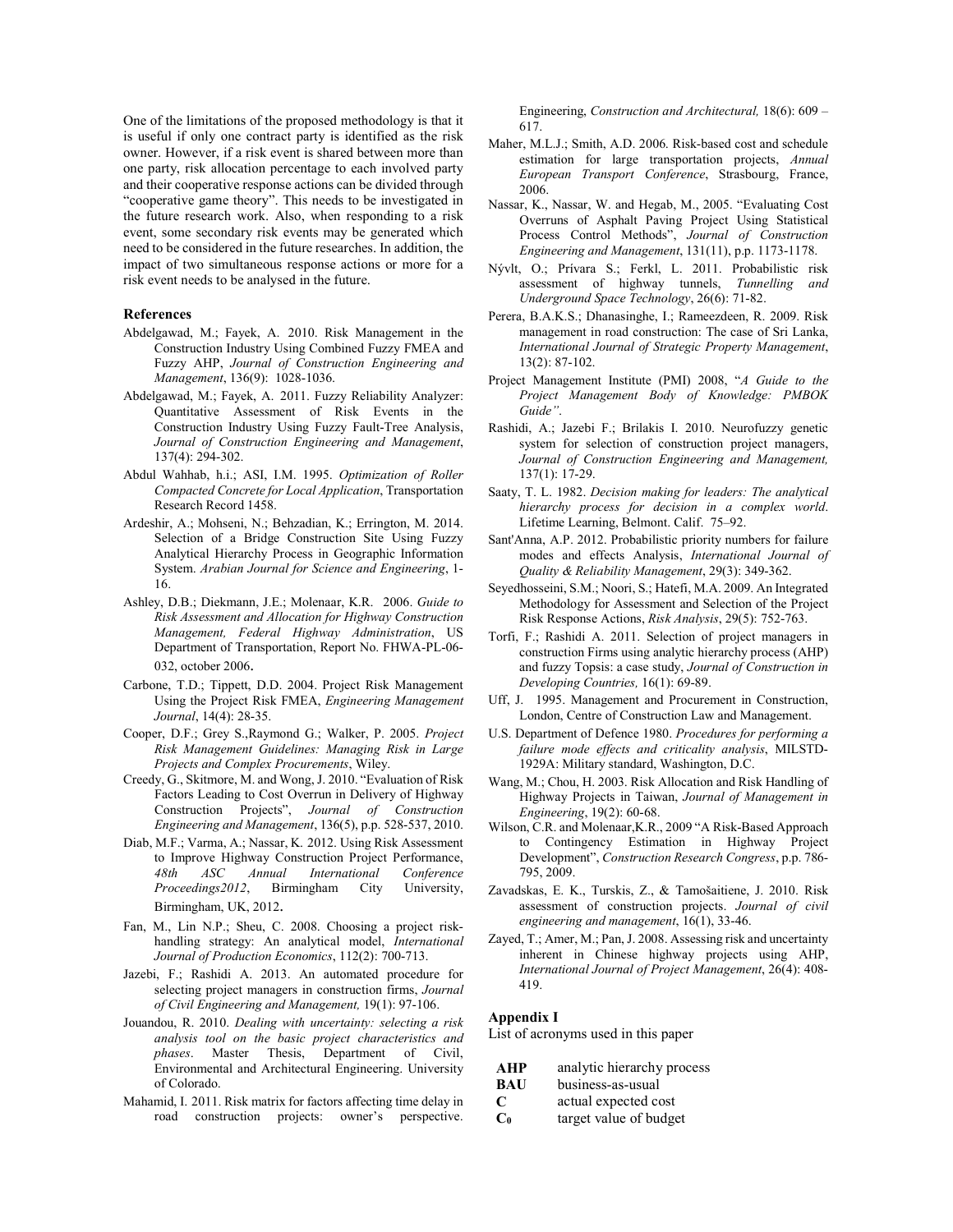One of the limitations of the proposed methodology is that it is useful if only one contract party is identified as the risk owner. However, if a risk event is shared between more than one party, risk allocation percentage to each involved party and their cooperative response actions can be divided through "cooperative game theory". This needs to be investigated in the future research work. Also, when responding to a risk event, some secondary risk events may be generated which need to be considered in the future researches. In addition, the impact of two simultaneous response actions or more for a risk event needs to be analysed in the future.

### References

Abdelgawad, M.; Fayek, A. 2010. Risk Management in the Construction Industry Using Combined Fuzzy FMEA and Fuzzy AHP, *Journal of Construction Engineering and Management*, 136(9): 1028-1036.

Abdelgawad, M.; Fayek, A. 2011. Fuzzy Reliability Analyzer: Quantitative Assessment of Risk Events in the Construction Industry Using Fuzzy Fault-Tree Analysis, *Journal of Construction Engineering and Management*, 137(4): 294-302.

Abdul Wahhab, h.i.; ASI, I.M. 1995. *Optimization of Roller Compacted Concrete for Local Application*, Transportation Research Record 1458.

Ardeshir, A.; Mohseni, N.; Behzadian, K.; Errington, M. 2014. Selection of a Bridge Construction Site Using Fuzzy Analytical Hierarchy Process in Geographic Information System. *Arabian Journal for Science and Engineering*, 1-16.

Ashley, D.B.; Diekmann, J.E.; Molenaar, K.R. 2006. *Guide to Risk Assessment and Allocation for Highway Construction Management, Federal Highway Administration*, US Department of Transportation, Report No. FHWA-PL-06-032, october 2006.

Carbone, T.D.; Tippett, D.D. 2004. Project Risk Management Using the Project Risk FMEA, *Engineering Management Journal*, 14(4): 28-35.

Cooper, D.F.; Grey S.,Raymond G.; Walker, P. 2005. *Project Risk Management Guidelines: Managing Risk in Large Projects and Complex Procurements*, Wiley.

Creedy, G., Skitmore, M. and Wong, J. 2010. "Evaluation of Risk Factors Leading to Cost Overrun in Delivery of Highway Construction Projects", *Journal of Construction Engineering and Management*, 136(5), p.p. 528-537, 2010.

Diab, M.F.; Varma, A.; Nassar, K. 2012. Using Risk Assessment to Improve Highway Construction Project Performance, *48th ASC Annual International Conference Proceedings2012*, Birmingham City University, Birmingham, UK, 2012.

Fan, M., Lin N.P.; Sheu, C. 2008. Choosing a project risk-handling strategy: An analytical model, *International Journal of Production Economics*, 112(2): 700-713.

Jazebi, F.; Rashidi A. 2013. An automated procedure for selecting project managers in construction firms, *Journal of Civil Engineering and Management,* 19(1): 97-106.

Jouandou, R. 2010. *Dealing with uncertainty: selecting a risk analysis tool on the basic project characteristics and phases*. Master Thesis, Department of Civil, Environmental and Architectural Engineering. University of Colorado.

Mahamid, I. 2011. Risk matrix for factors affecting time delay in road construction projects: owner's perspective. Engineering, *Construction and Architectural,* 18(6): 609 – 617.

Maher, M.L.J.; Smith, A.D. 2006. Risk-based cost and schedule estimation for large transportation projects, *Annual European Transport Conference*, Strasbourg, France, 2006.

Nassar, K., Nassar, W. and Hegab, M., 2005. "Evaluating Cost Overruns of Asphalt Paving Project Using Statistical Process Control Methods", *Journal of Construction Engineering and Management*, 131(11), p.p. 1173-1178.

Nývlt, O.; Prívara S.; Ferkl, L. 2011. Probabilistic risk assessment of highway tunnels, *Tunnelling and Underground Space Technology*, 26(6): 71-82.

Perera, B.A.K.S.; Dhanasinghe, I.; Rameezdeen, R. 2009. Risk management in road construction: The case of Sri Lanka, *International Journal of Strategic Property Management*, 13(2): 87-102.

Project Management Institute (PMI) 2008, "*A Guide to the Project Management Body of Knowledge: PMBOK Guide"*.

Rashidi, A.; Jazebi F.; Brilakis I. 2010. Neurofuzzy genetic system for selection of construction project managers, *Journal of Construction Engineering and Management,* 137(1): 17-29.

Saaty, T. L. 1982. *Decision making for leaders: The analytical hierarchy process for decision in a complex world*. Lifetime Learning, Belmont. Calif. 75–92.

Sant'Anna, A.P. 2012. Probabilistic priority numbers for failure modes and effects Analysis, *International Journal of Quality & Reliability Management*, 29(3): 349-362.

Seyedhosseini, S.M.; Noori, S.; Hatefi, M.A. 2009. An Integrated Methodology for Assessment and Selection of the Project Risk Response Actions, *Risk Analysis*, 29(5): 752-763.

Torfi, F.; Rashidi A. 2011. Selection of project managers in construction Firms using analytic hierarchy process (AHP) and fuzzy Topsis: a case study, *Journal of Construction in Developing Countries,* 16(1): 69-89.

Uff, J. 1995. Management and Procurement in Construction, London, Centre of Construction Law and Management.

U.S. Department of Defence 1980. *Procedures for performing a failure mode effects and criticality analysis*, MILSTD-1929A: Military standard, Washington, D.C.

Wang, M.; Chou, H. 2003. Risk Allocation and Risk Handling of Highway Projects in Taiwan, *Journal of Management in Engineering*, 19(2): 60-68.

Wilson, C.R. and Molenaar,K.R., 2009 "A Risk-Based Approach to Contingency Estimation in Highway Project Development", *Construction Research Congress*, p.p. 786-795, 2009.

Zavadskas, E. K., Turskis, Z., & Tamošaitiene, J. 2010. Risk assessment of construction projects. *Journal of civil engineering and management*, 16(1), 33-46.

Zayed, T.; Amer, M.; Pan, J. 2008. Assessing risk and uncertainty inherent in Chinese highway projects using AHP, *International Journal of Project Management*, 26(4): 408-419.

### Appendix I

List of acronyms used in this paper

| | |
|---|---|
| **AHP** | analytic hierarchy process |
| **BAU** | business-as-usual |
| **C** | actual expected cost |
| **$C_0$** | target value of budget |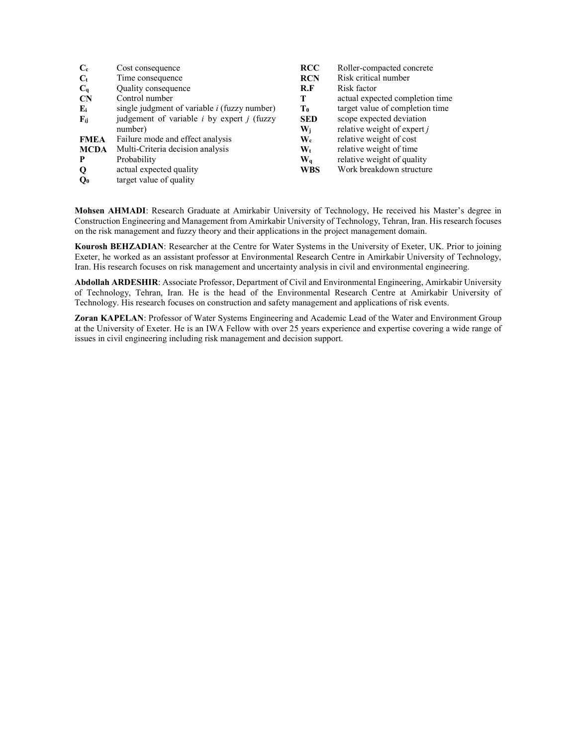| | |
|---|---|
| $C_c$ | Cost consequence |
| $C_t$ | Time consequence |
| $C_q$ | Quality consequence |
| **CN** | Control number |
| $E_i$ | single judgment of variable *i* (fuzzy number) |
| $F_{ij}$ | judgement of variable *i* by expert *j* (fuzzy number) |
| **FMEA** | Failure mode and effect analysis |
| **MCDA** | Multi-Criteria decision analysis |
| **P** | Probability |
| **Q** | actual expected quality |
| $Q_0$ | target value of quality |
| **RCC** | Roller-compacted concrete |
| **RCN** | Risk critical number |
| **R.F** | Risk factor |
| **T** | actual expected completion time |
| $T_0$ | target value of completion time |
| **SED** | scope expected deviation |
| $W_j$ | relative weight of expert *j* |
| $W_c$ | relative weight of cost |
| $W_t$ | relative weight of time |
| $W_q$ | relative weight of quality |
| **WBS** | Work breakdown structure |

**Mohsen AHMADI**: Research Graduate at Amirkabir University of Technology, He received his Master's degree in Construction Engineering and Management from Amirkabir University of Technology, Tehran, Iran. His research focuses on the risk management and fuzzy theory and their applications in the project management domain.

**Kourosh BEHZADIAN**: Researcher at the Centre for Water Systems in the University of Exeter, UK. Prior to joining Exeter, he worked as an assistant professor at Environmental Research Centre in Amirkabir University of Technology, Iran. His research focuses on risk management and uncertainty analysis in civil and environmental engineering.

**Abdollah ARDESHIR**: Associate Professor, Department of Civil and Environmental Engineering, Amirkabir University of Technology, Tehran, Iran. He is the head of the Environmental Research Centre at Amirkabir University of Technology. His research focuses on construction and safety management and applications of risk events.

**Zoran KAPELAN**: Professor of Water Systems Engineering and Academic Lead of the Water and Environment Group at the University of Exeter. He is an IWA Fellow with over 25 years experience and expertise covering a wide range of issues in civil engineering including risk management and decision support.